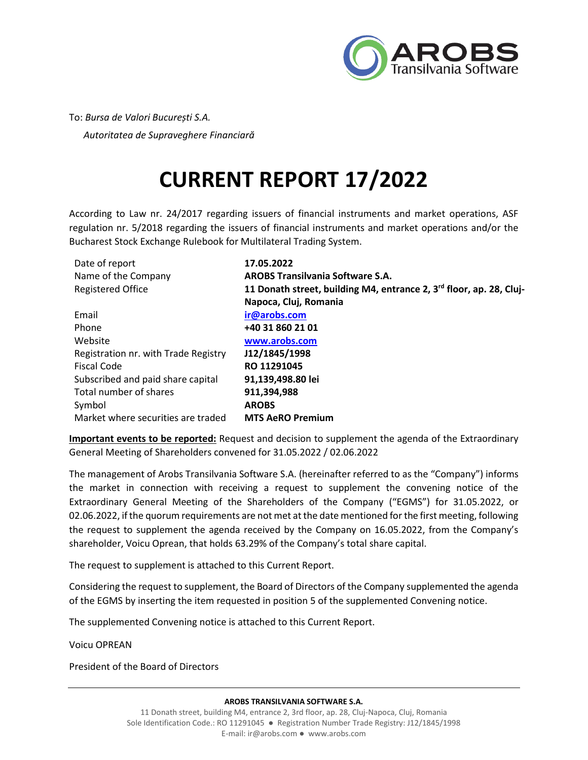To: *Bursa de Valori București S.A.*

*Autoritatea de Supraveghere Financiară*

# CURRENT REPORT 17/2022

According to Law nr. 24/2017 regarding issuers of financial instruments and market operations, ASF regulation nr. 5/2018 regarding the issuers of financial instruments and market operations and/or the Bucharest Stock Exchange Rulebook for Multilateral Trading System.

| | |
|---|---|
| Date of report | **17.05.2022** |
| Name of the Company | **AROBS Transilvania Software S.A.** |
| Registered Office | **11 Donath street, building M4, entrance 2, 3rd floor, ap. 28, Cluj-Napoca, Cluj, Romania** |
| Email | **ir@arobs.com** |
| Phone | **+40 31 860 21 01** |
| Website | **www.arobs.com** |
| Registration nr. with Trade Registry | **J12/1845/1998** |
| Fiscal Code | **RO 11291045** |
| Subscribed and paid share capital | **91,139,498.80 lei** |
| Total number of shares | **911,394,988** |
| Symbol | **AROBS** |
| Market where securities are traded | **MTS AeRO Premium** |

**Important events to be reported:** Request and decision to supplement the agenda of the Extraordinary General Meeting of Shareholders convened for 31.05.2022 / 02.06.2022

The management of Arobs Transilvania Software S.A. (hereinafter referred to as the "Company") informs the market in connection with receiving a request to supplement the convening notice of the Extraordinary General Meeting of the Shareholders of the Company ("EGMS") for 31.05.2022, or 02.06.2022, if the quorum requirements are not met at the date mentioned for the first meeting, following the request to supplement the agenda received by the Company on 16.05.2022, from the Company's shareholder, Voicu Oprean, that holds 63.29% of the Company's total share capital.

The request to supplement is attached to this Current Report.

Considering the request to supplement, the Board of Directors of the Company supplemented the agenda of the EGMS by inserting the item requested in position 5 of the supplemented Convening notice.

The supplemented Convening notice is attached to this Current Report.

Voicu OPREAN

President of the Board of Directors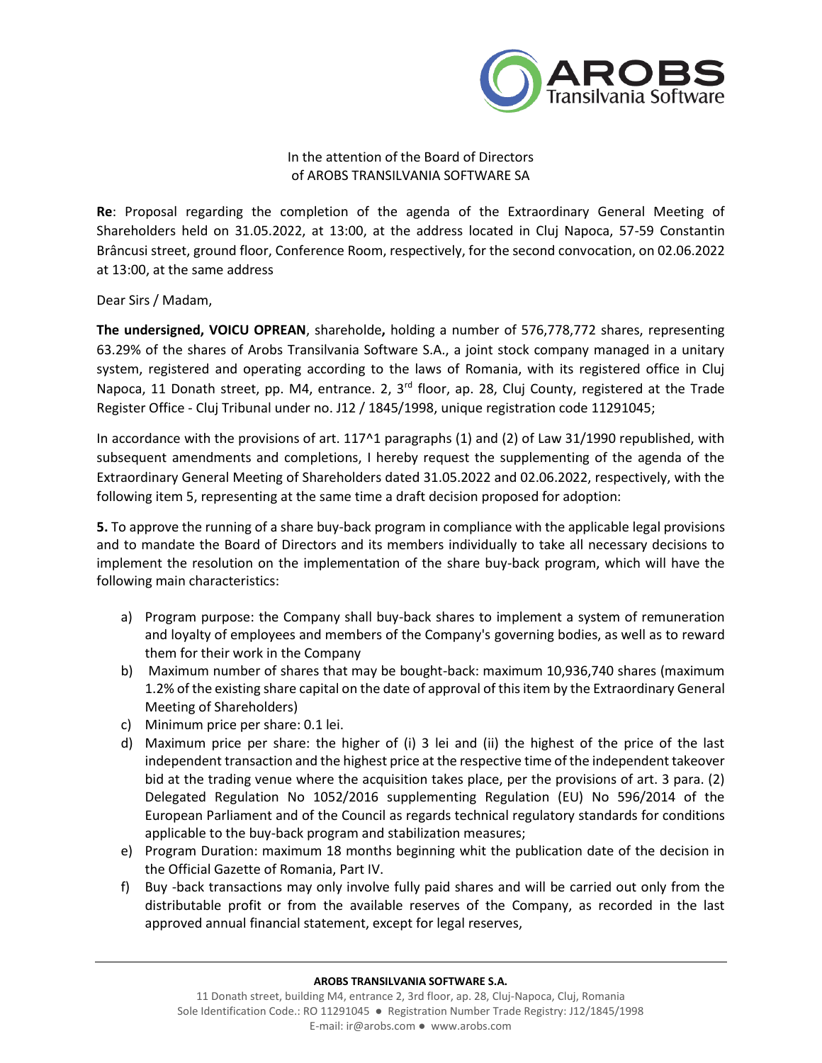In the attention of the Board of Directors
of AROBS TRANSILVANIA SOFTWARE SA

**Re**: Proposal regarding the completion of the agenda of the Extraordinary General Meeting of Shareholders held on 31.05.2022, at 13:00, at the address located in Cluj Napoca, 57-59 Constantin Brâncusi street, ground floor, Conference Room, respectively, for the second convocation, on 02.06.2022 at 13:00, at the same address

Dear Sirs / Madam,

**The undersigned, VOICU OPREAN**, shareholde**,** holding a number of 576,778,772 shares, representing 63.29% of the shares of Arobs Transilvania Software S.A., a joint stock company managed in a unitary system, registered and operating according to the laws of Romania, with its registered office in Cluj Napoca, 11 Donath street, pp. M4, entrance. 2, 3rd floor, ap. 28, Cluj County, registered at the Trade Register Office - Cluj Tribunal under no. J12 / 1845/1998, unique registration code 11291045;

In accordance with the provisions of art. 117^1 paragraphs (1) and (2) of Law 31/1990 republished, with subsequent amendments and completions, I hereby request the supplementing of the agenda of the Extraordinary General Meeting of Shareholders dated 31.05.2022 and 02.06.2022, respectively, with the following item 5, representing at the same time a draft decision proposed for adoption:

**5.** To approve the running of a share buy-back program in compliance with the applicable legal provisions and to mandate the Board of Directors and its members individually to take all necessary decisions to implement the resolution on the implementation of the share buy-back program, which will have the following main characteristics:

a) Program purpose: the Company shall buy-back shares to implement a system of remuneration and loyalty of employees and members of the Company's governing bodies, as well as to reward them for their work in the Company
b) Maximum number of shares that may be bought-back: maximum 10,936,740 shares (maximum 1.2% of the existing share capital on the date of approval of this item by the Extraordinary General Meeting of Shareholders)
c) Minimum price per share: 0.1 lei.
d) Maximum price per share: the higher of (i) 3 lei and (ii) the highest of the price of the last independent transaction and the highest price at the respective time of the independent takeover bid at the trading venue where the acquisition takes place, per the provisions of art. 3 para. (2) Delegated Regulation No 1052/2016 supplementing Regulation (EU) No 596/2014 of the European Parliament and of the Council as regards technical regulatory standards for conditions applicable to the buy-back program and stabilization measures;
e) Program Duration: maximum 18 months beginning whit the publication date of the decision in the Official Gazette of Romania, Part IV.
f) Buy -back transactions may only involve fully paid shares and will be carried out only from the distributable profit or from the available reserves of the Company, as recorded in the last approved annual financial statement, except for legal reserves,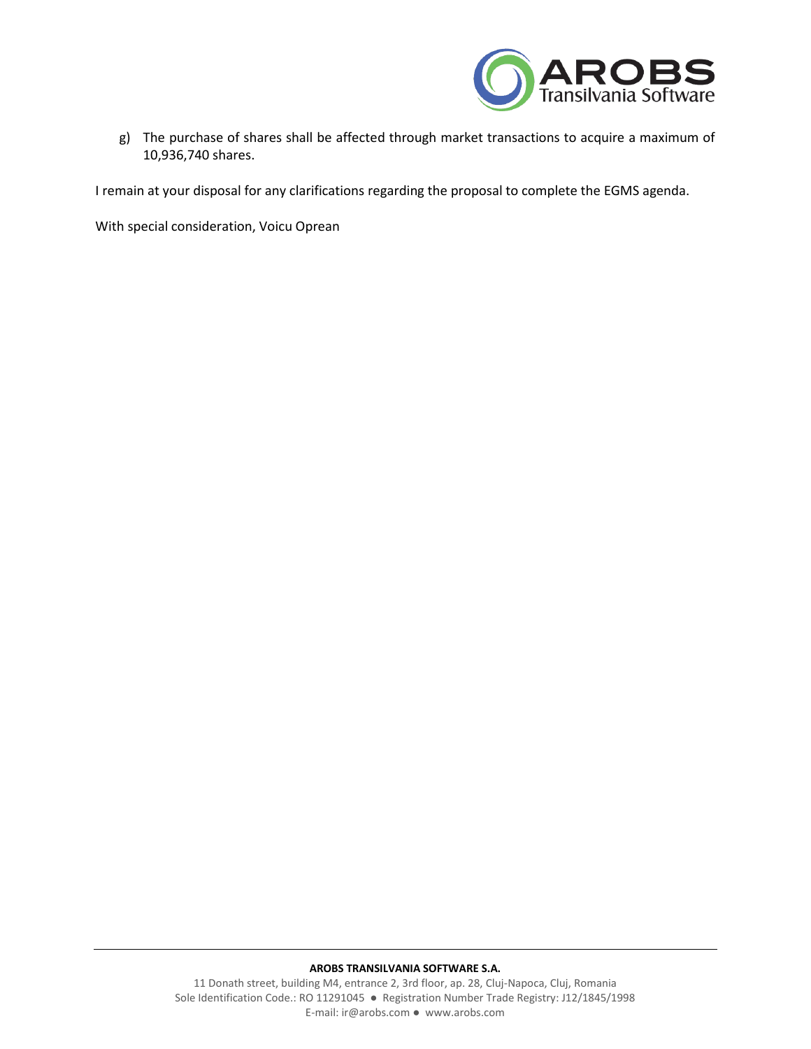g) The purchase of shares shall be affected through market transactions to acquire a maximum of 10,936,740 shares.

I remain at your disposal for any clarifications regarding the proposal to complete the EGMS agenda.

With special consideration, Voicu Oprean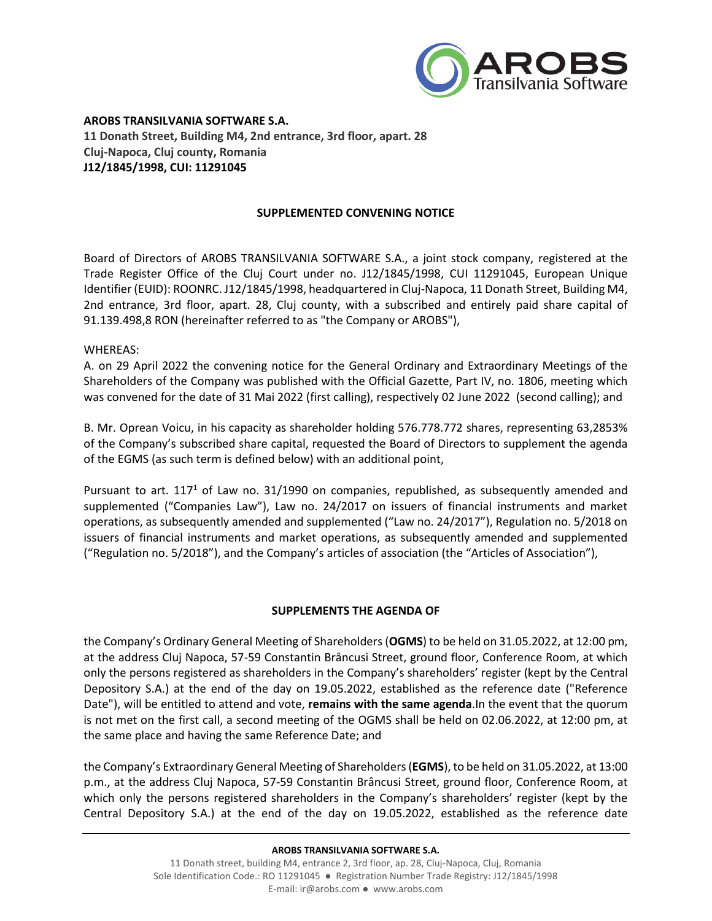**AROBS TRANSILVANIA SOFTWARE S.A.**
**11 Donath Street, Building M4, 2nd entrance, 3rd floor, apart. 28**
**Cluj-Napoca, Cluj county, Romania**
**J12/1845/1998, CUI: 11291045**

**SUPPLEMENTED CONVENING NOTICE**

Board of Directors of AROBS TRANSILVANIA SOFTWARE S.A., a joint stock company, registered at the Trade Register Office of the Cluj Court under no. J12/1845/1998, CUI 11291045, European Unique Identifier (EUID): ROONRC. J12/1845/1998, headquartered in Cluj-Napoca, 11 Donath Street, Building M4, 2nd entrance, 3rd floor, apart. 28, Cluj county, with a subscribed and entirely paid share capital of 91.139.498,8 RON (hereinafter referred to as "the Company or AROBS"),

WHEREAS:

A. on 29 April 2022 the convening notice for the General Ordinary and Extraordinary Meetings of the Shareholders of the Company was published with the Official Gazette, Part IV, no. 1806, meeting which was convened for the date of 31 Mai 2022 (first calling), respectively 02 June 2022 (second calling); and

B. Mr. Oprean Voicu, in his capacity as shareholder holding 576.778.772 shares, representing 63,2853% of the Company's subscribed share capital, requested the Board of Directors to supplement the agenda of the EGMS (as such term is defined below) with an additional point,

Pursuant to art. 117[1] of Law no. 31/1990 on companies, republished, as subsequently amended and supplemented ("Companies Law"), Law no. 24/2017 on issuers of financial instruments and market operations, as subsequently amended and supplemented ("Law no. 24/2017"), Regulation no. 5/2018 on issuers of financial instruments and market operations, as subsequently amended and supplemented ("Regulation no. 5/2018"), and the Company's articles of association (the "Articles of Association"),

**SUPPLEMENTS THE AGENDA OF**

the Company's Ordinary General Meeting of Shareholders (**OGMS**) to be held on 31.05.2022, at 12:00 pm, at the address Cluj Napoca, 57-59 Constantin Brâncusi Street, ground floor, Conference Room, at which only the persons registered as shareholders in the Company's shareholders' register (kept by the Central Depository S.A.) at the end of the day on 19.05.2022, established as the reference date ("Reference Date"), will be entitled to attend and vote, **remains with the same agenda**.In the event that the quorum is not met on the first call, a second meeting of the OGMS shall be held on 02.06.2022, at 12:00 pm, at the same place and having the same Reference Date; and

the Company's Extraordinary General Meeting of Shareholders (**EGMS**), to be held on 31.05.2022, at 13:00 p.m., at the address Cluj Napoca, 57-59 Constantin Brâncusi Street, ground floor, Conference Room, at which only the persons registered shareholders in the Company's shareholders' register (kept by the Central Depository S.A.) at the end of the day on 19.05.2022, established as the reference date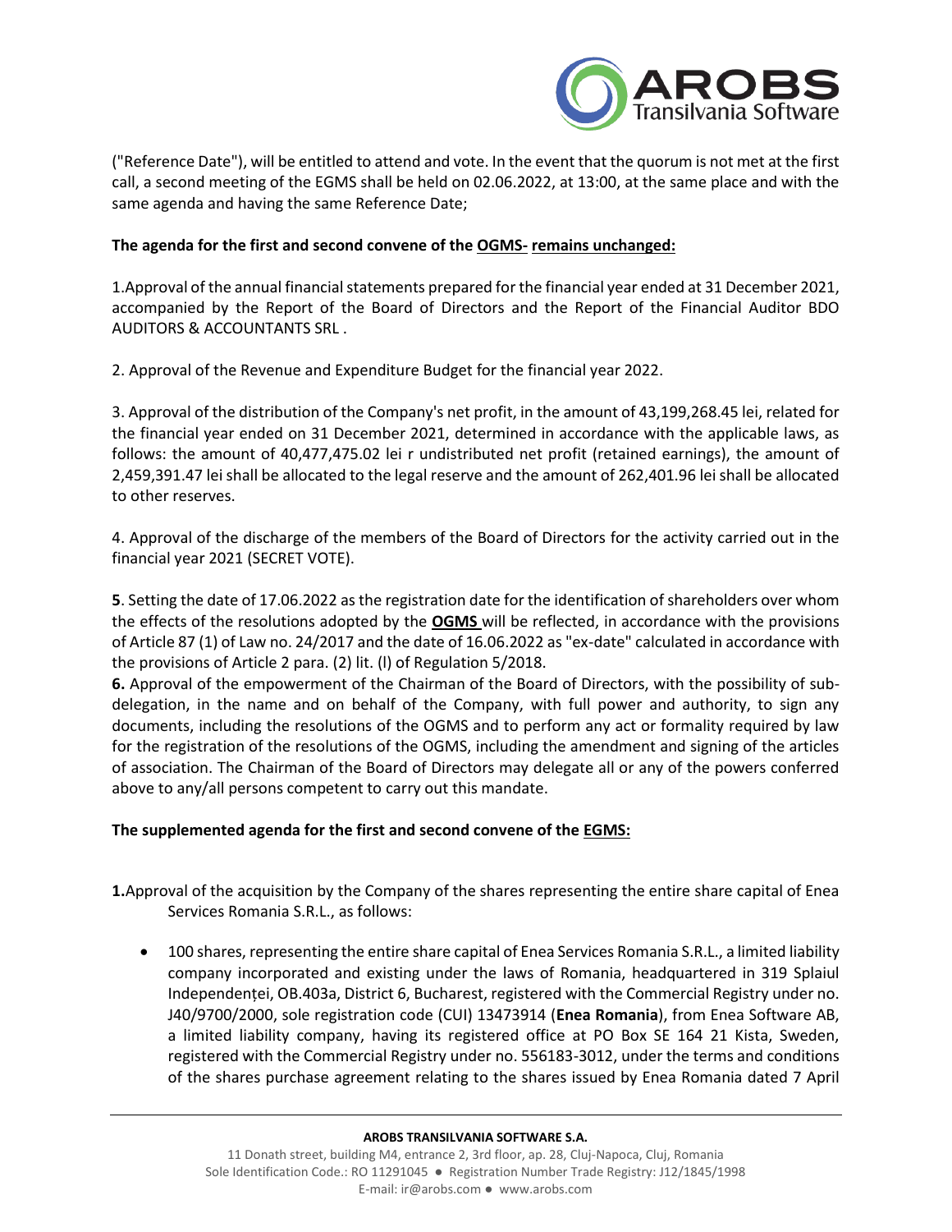("Reference Date"), will be entitled to attend and vote. In the event that the quorum is not met at the first call, a second meeting of the EGMS shall be held on 02.06.2022, at 13:00, at the same place and with the same agenda and having the same Reference Date;

**The agenda for the first and second convene of the <u>OGMS- remains unchanged:</u>**

1.Approval of the annual financial statements prepared for the financial year ended at 31 December 2021, accompanied by the Report of the Board of Directors and the Report of the Financial Auditor BDO AUDITORS & ACCOUNTANTS SRL .

2. Approval of the Revenue and Expenditure Budget for the financial year 2022.

3. Approval of the distribution of the Company's net profit, in the amount of 43,199,268.45 lei, related for the financial year ended on 31 December 2021, determined in accordance with the applicable laws, as follows: the amount of 40,477,475.02 lei r undistributed net profit (retained earnings), the amount of 2,459,391.47 lei shall be allocated to the legal reserve and the amount of 262,401.96 lei shall be allocated to other reserves.

4. Approval of the discharge of the members of the Board of Directors for the activity carried out in the financial year 2021 (SECRET VOTE).

**5**. Setting the date of 17.06.2022 as the registration date for the identification of shareholders over whom the effects of the resolutions adopted by the **<u>OGMS</u>** will be reflected, in accordance with the provisions of Article 87 (1) of Law no. 24/2017 and the date of 16.06.2022 as "ex-date" calculated in accordance with the provisions of Article 2 para. (2) lit. (l) of Regulation 5/2018.

**6.** Approval of the empowerment of the Chairman of the Board of Directors, with the possibility of sub-delegation, in the name and on behalf of the Company, with full power and authority, to sign any documents, including the resolutions of the OGMS and to perform any act or formality required by law for the registration of the resolutions of the OGMS, including the amendment and signing of the articles of association. The Chairman of the Board of Directors may delegate all or any of the powers conferred above to any/all persons competent to carry out this mandate.

**The supplemented agenda for the first and second convene of the <u>EGMS:</u>**

**1.**Approval of the acquisition by the Company of the shares representing the entire share capital of Enea Services Romania S.R.L., as follows:

- 100 shares, representing the entire share capital of Enea Services Romania S.R.L., a limited liability company incorporated and existing under the laws of Romania, headquartered in 319 Splaiul Independenței, OB.403a, District 6, Bucharest, registered with the Commercial Registry under no. J40/9700/2000, sole registration code (CUI) 13473914 (**Enea Romania**), from Enea Software AB, a limited liability company, having its registered office at PO Box SE 164 21 Kista, Sweden, registered with the Commercial Registry under no. 556183-3012, under the terms and conditions of the shares purchase agreement relating to the shares issued by Enea Romania dated 7 April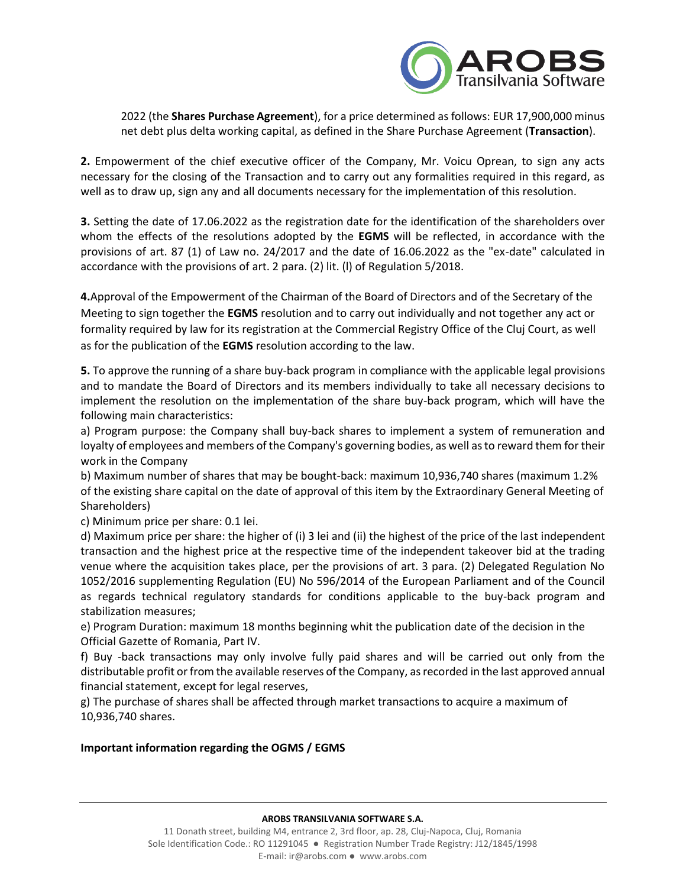2022 (the **Shares Purchase Agreement**), for a price determined as follows: EUR 17,900,000 minus net debt plus delta working capital, as defined in the Share Purchase Agreement (**Transaction**).

**2.** Empowerment of the chief executive officer of the Company, Mr. Voicu Oprean, to sign any acts necessary for the closing of the Transaction and to carry out any formalities required in this regard, as well as to draw up, sign any and all documents necessary for the implementation of this resolution.

**3.** Setting the date of 17.06.2022 as the registration date for the identification of the shareholders over whom the effects of the resolutions adopted by the **EGMS** will be reflected, in accordance with the provisions of art. 87 (1) of Law no. 24/2017 and the date of 16.06.2022 as the "ex-date" calculated in accordance with the provisions of art. 2 para. (2) lit. (l) of Regulation 5/2018.

**4.**Approval of the Empowerment of the Chairman of the Board of Directors and of the Secretary of the Meeting to sign together the **EGMS** resolution and to carry out individually and not together any act or formality required by law for its registration at the Commercial Registry Office of the Cluj Court, as well as for the publication of the **EGMS** resolution according to the law.

**5.** To approve the running of a share buy-back program in compliance with the applicable legal provisions and to mandate the Board of Directors and its members individually to take all necessary decisions to implement the resolution on the implementation of the share buy-back program, which will have the following main characteristics:

a) Program purpose: the Company shall buy-back shares to implement a system of remuneration and loyalty of employees and members of the Company's governing bodies, as well as to reward them for their work in the Company

b) Maximum number of shares that may be bought-back: maximum 10,936,740 shares (maximum 1.2% of the existing share capital on the date of approval of this item by the Extraordinary General Meeting of Shareholders)

c) Minimum price per share: 0.1 lei.

d) Maximum price per share: the higher of (i) 3 lei and (ii) the highest of the price of the last independent transaction and the highest price at the respective time of the independent takeover bid at the trading venue where the acquisition takes place, per the provisions of art. 3 para. (2) Delegated Regulation No 1052/2016 supplementing Regulation (EU) No 596/2014 of the European Parliament and of the Council as regards technical regulatory standards for conditions applicable to the buy-back program and stabilization measures;

e) Program Duration: maximum 18 months beginning whit the publication date of the decision in the Official Gazette of Romania, Part IV.

f) Buy -back transactions may only involve fully paid shares and will be carried out only from the distributable profit or from the available reserves of the Company, as recorded in the last approved annual financial statement, except for legal reserves,

g) The purchase of shares shall be affected through market transactions to acquire a maximum of 10,936,740 shares.

**Important information regarding the OGMS / EGMS**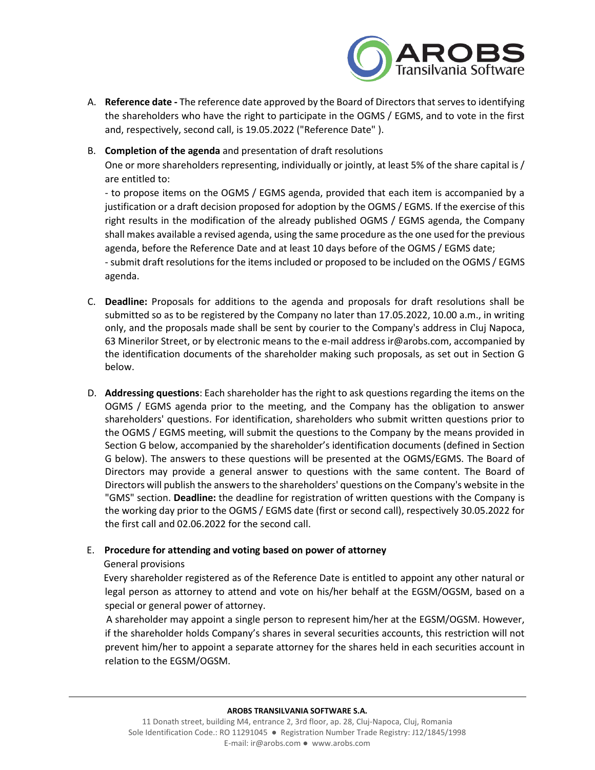A. **Reference date -** The reference date approved by the Board of Directors that serves to identifying the shareholders who have the right to participate in the OGMS / EGMS, and to vote in the first and, respectively, second call, is 19.05.2022 ("Reference Date" ).

B. **Completion of the agenda** and presentation of draft resolutions

   One or more shareholders representing, individually or jointly, at least 5% of the share capital is / are entitled to:

   - to propose items on the OGMS / EGMS agenda, provided that each item is accompanied by a justification or a draft decision proposed for adoption by the OGMS / EGMS. If the exercise of this right results in the modification of the already published OGMS / EGMS agenda, the Company shall makes available a revised agenda, using the same procedure as the one used for the previous agenda, before the Reference Date and at least 10 days before of the OGMS / EGMS date;
   - submit draft resolutions for the items included or proposed to be included on the OGMS / EGMS agenda.

C. **Deadline:** Proposals for additions to the agenda and proposals for draft resolutions shall be submitted so as to be registered by the Company no later than 17.05.2022, 10.00 a.m., in writing only, and the proposals made shall be sent by courier to the Company's address in Cluj Napoca, 63 Minerilor Street, or by electronic means to the e-mail address ir@arobs.com, accompanied by the identification documents of the shareholder making such proposals, as set out in Section G below.

D. **Addressing questions**: Each shareholder has the right to ask questions regarding the items on the OGMS / EGMS agenda prior to the meeting, and the Company has the obligation to answer shareholders' questions. For identification, shareholders who submit written questions prior to the OGMS / EGMS meeting, will submit the questions to the Company by the means provided in Section G below, accompanied by the shareholder's identification documents (defined in Section G below). The answers to these questions will be presented at the OGMS/EGMS. The Board of Directors may provide a general answer to questions with the same content. The Board of Directors will publish the answers to the shareholders' questions on the Company's website in the "GMS" section. **Deadline:** the deadline for registration of written questions with the Company is the working day prior to the OGMS / EGMS date (first or second call), respectively 30.05.2022 for the first call and 02.06.2022 for the second call.

E. **Procedure for attending and voting based on power of attorney**

   General provisions

   Every shareholder registered as of the Reference Date is entitled to appoint any other natural or legal person as attorney to attend and vote on his/her behalf at the EGSM/OGSM, based on a special or general power of attorney.

   A shareholder may appoint a single person to represent him/her at the EGSM/OGSM. However, if the shareholder holds Company's shares in several securities accounts, this restriction will not prevent him/her to appoint a separate attorney for the shares held in each securities account in relation to the EGSM/OGSM.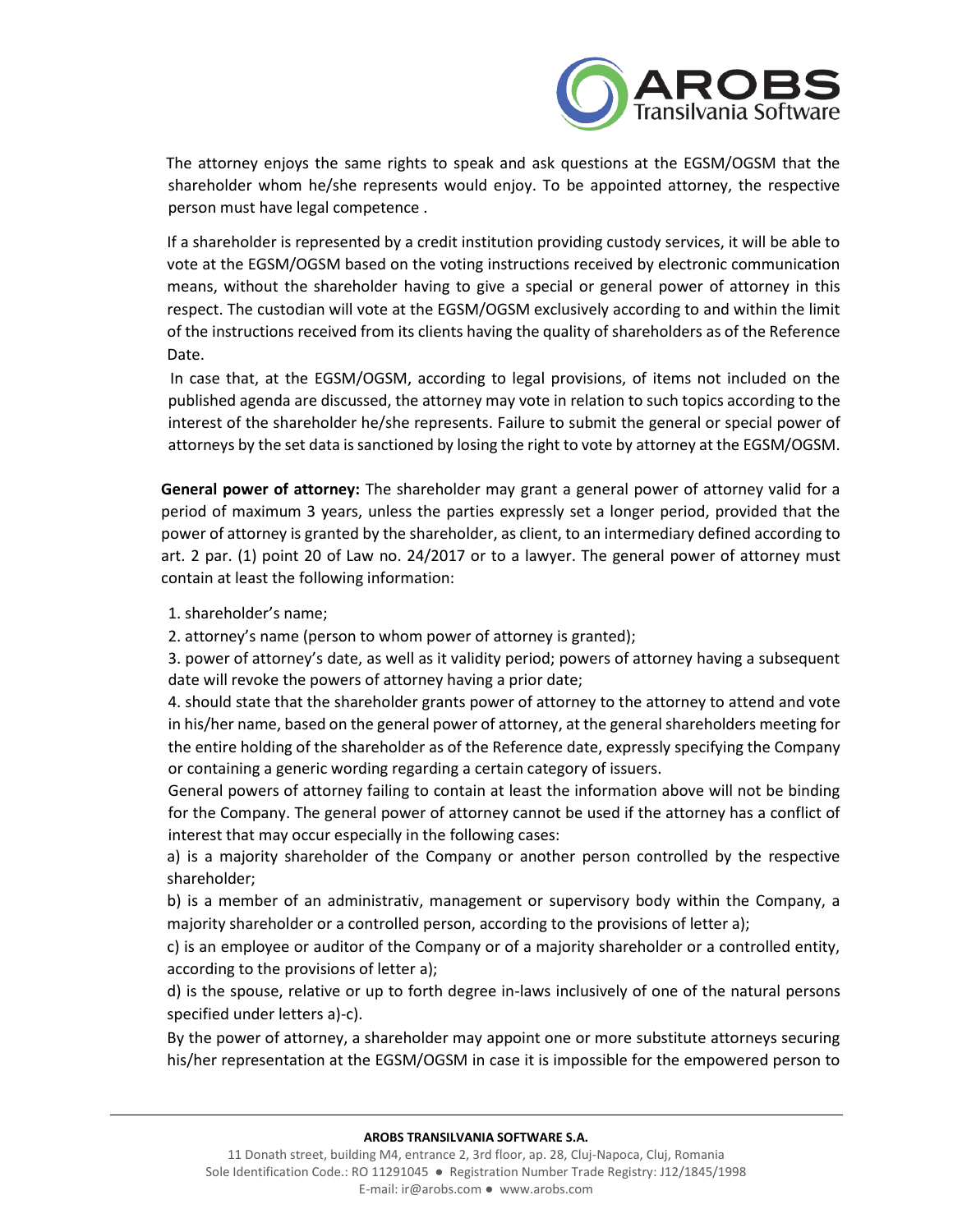The attorney enjoys the same rights to speak and ask questions at the EGSM/OGSM that the shareholder whom he/she represents would enjoy. To be appointed attorney, the respective person must have legal competence .

If a shareholder is represented by a credit institution providing custody services, it will be able to vote at the EGSM/OGSM based on the voting instructions received by electronic communication means, without the shareholder having to give a special or general power of attorney in this respect. The custodian will vote at the EGSM/OGSM exclusively according to and within the limit of the instructions received from its clients having the quality of shareholders as of the Reference Date.

In case that, at the EGSM/OGSM, according to legal provisions, of items not included on the published agenda are discussed, the attorney may vote in relation to such topics according to the interest of the shareholder he/she represents. Failure to submit the general or special power of attorneys by the set data is sanctioned by losing the right to vote by attorney at the EGSM/OGSM.

**General power of attorney:** The shareholder may grant a general power of attorney valid for a period of maximum 3 years, unless the parties expressly set a longer period, provided that the power of attorney is granted by the shareholder, as client, to an intermediary defined according to art. 2 par. (1) point 20 of Law no. 24/2017 or to a lawyer. The general power of attorney must contain at least the following information:

1. shareholder's name;
2. attorney's name (person to whom power of attorney is granted);
3. power of attorney's date, as well as it validity period; powers of attorney having a subsequent date will revoke the powers of attorney having a prior date;
4. should state that the shareholder grants power of attorney to the attorney to attend and vote in his/her name, based on the general power of attorney, at the general shareholders meeting for the entire holding of the shareholder as of the Reference date, expressly specifying the Company or containing a generic wording regarding a certain category of issuers.

General powers of attorney failing to contain at least the information above will not be binding for the Company. The general power of attorney cannot be used if the attorney has a conflict of interest that may occur especially in the following cases:

a) is a majority shareholder of the Company or another person controlled by the respective shareholder;

b) is a member of an administrativ, management or supervisory body within the Company, a majority shareholder or a controlled person, according to the provisions of letter a);

c) is an employee or auditor of the Company or of a majority shareholder or a controlled entity, according to the provisions of letter a);

d) is the spouse, relative or up to forth degree in-laws inclusively of one of the natural persons specified under letters a)-c).

By the power of attorney, a shareholder may appoint one or more substitute attorneys securing his/her representation at the EGSM/OGSM in case it is impossible for the empowered person to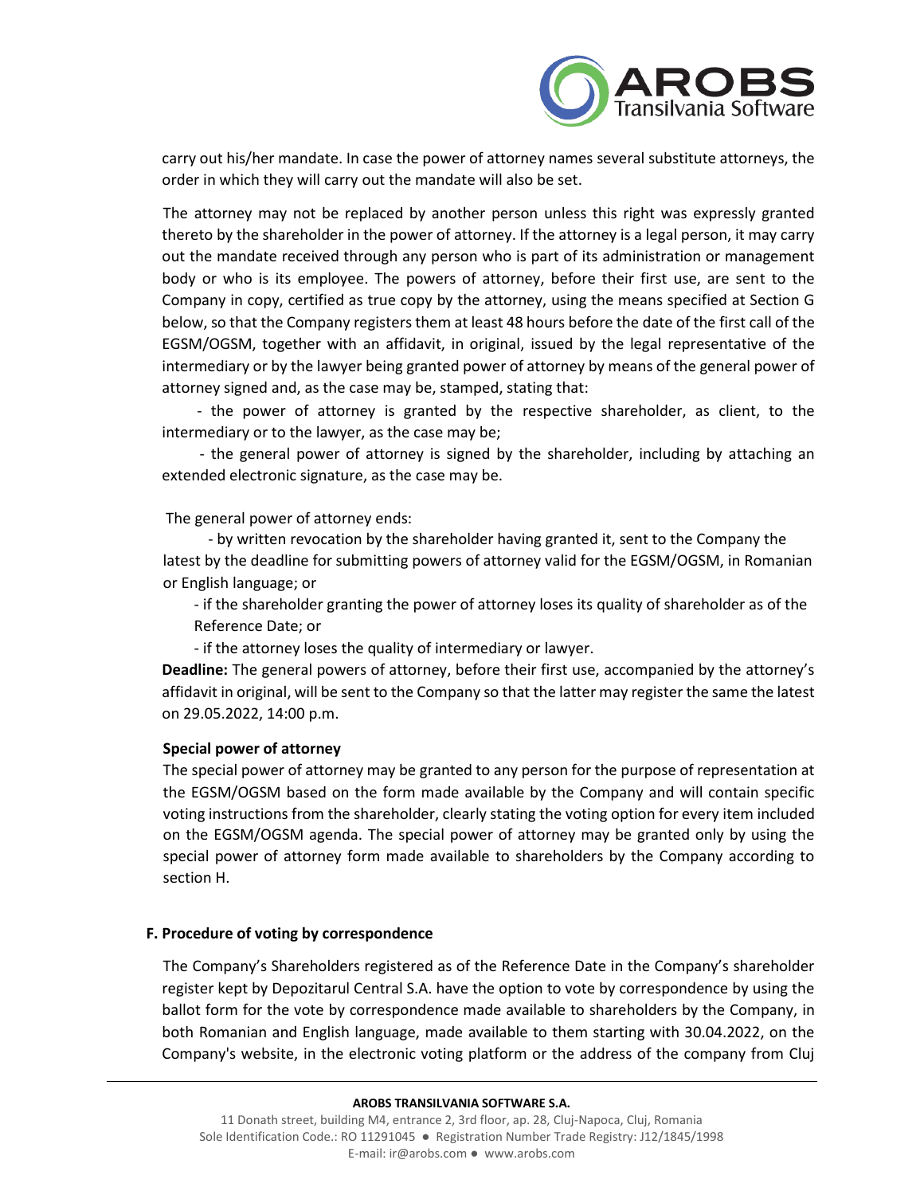carry out his/her mandate. In case the power of attorney names several substitute attorneys, the order in which they will carry out the mandate will also be set.

The attorney may not be replaced by another person unless this right was expressly granted thereto by the shareholder in the power of attorney. If the attorney is a legal person, it may carry out the mandate received through any person who is part of its administration or management body or who is its employee. The powers of attorney, before their first use, are sent to the Company in copy, certified as true copy by the attorney, using the means specified at Section G below, so that the Company registers them at least 48 hours before the date of the first call of the EGSM/OGSM, together with an affidavit, in original, issued by the legal representative of the intermediary or by the lawyer being granted power of attorney by means of the general power of attorney signed and, as the case may be, stamped, stating that:

- the power of attorney is granted by the respective shareholder, as client, to the intermediary or to the lawyer, as the case may be;
- the general power of attorney is signed by the shareholder, including by attaching an extended electronic signature, as the case may be.

The general power of attorney ends:

- by written revocation by the shareholder having granted it, sent to the Company the latest by the deadline for submitting powers of attorney valid for the EGSM/OGSM, in Romanian or English language; or
- if the shareholder granting the power of attorney loses its quality of shareholder as of the Reference Date; or
- if the attorney loses the quality of intermediary or lawyer.

**Deadline:** The general powers of attorney, before their first use, accompanied by the attorney's affidavit in original, will be sent to the Company so that the latter may register the same the latest on 29.05.2022, 14:00 p.m.

**Special power of attorney**

The special power of attorney may be granted to any person for the purpose of representation at the EGSM/OGSM based on the form made available by the Company and will contain specific voting instructions from the shareholder, clearly stating the voting option for every item included on the EGSM/OGSM agenda. The special power of attorney may be granted only by using the special power of attorney form made available to shareholders by the Company according to section H.

## F. Procedure of voting by correspondence

The Company's Shareholders registered as of the Reference Date in the Company's shareholder register kept by Depozitarul Central S.A. have the option to vote by correspondence by using the ballot form for the vote by correspondence made available to shareholders by the Company, in both Romanian and English language, made available to them starting with 30.04.2022, on the Company's website, in the electronic voting platform or the address of the company from Cluj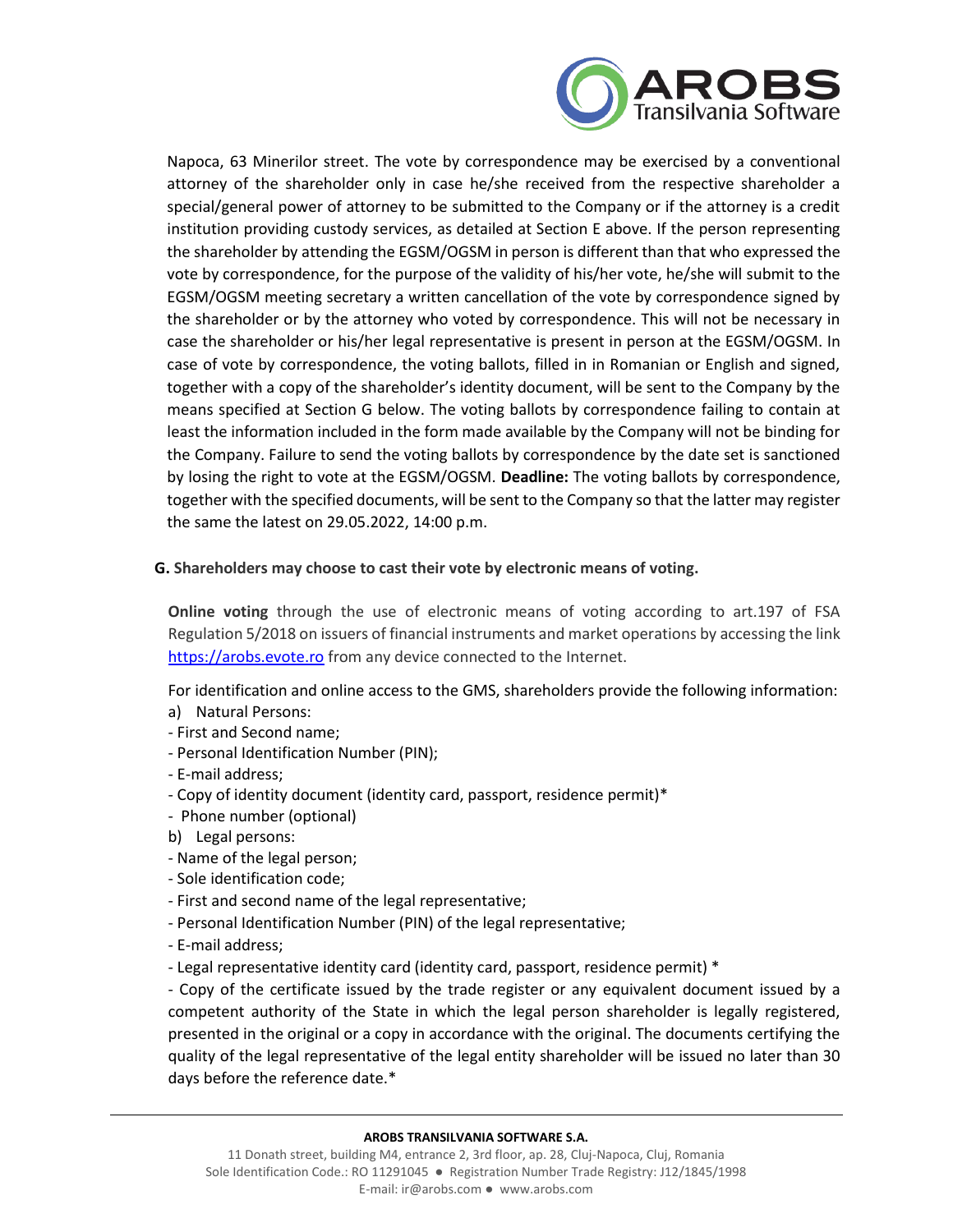Napoca, 63 Minerilor street. The vote by correspondence may be exercised by a conventional attorney of the shareholder only in case he/she received from the respective shareholder a special/general power of attorney to be submitted to the Company or if the attorney is a credit institution providing custody services, as detailed at Section E above. If the person representing the shareholder by attending the EGSM/OGSM in person is different than that who expressed the vote by correspondence, for the purpose of the validity of his/her vote, he/she will submit to the EGSM/OGSM meeting secretary a written cancellation of the vote by correspondence signed by the shareholder or by the attorney who voted by correspondence. This will not be necessary in case the shareholder or his/her legal representative is present in person at the EGSM/OGSM. In case of vote by correspondence, the voting ballots, filled in in Romanian or English and signed, together with a copy of the shareholder's identity document, will be sent to the Company by the means specified at Section G below. The voting ballots by correspondence failing to contain at least the information included in the form made available by the Company will not be binding for the Company. Failure to send the voting ballots by correspondence by the date set is sanctioned by losing the right to vote at the EGSM/OGSM. **Deadline:** The voting ballots by correspondence, together with the specified documents, will be sent to the Company so that the latter may register the same the latest on 29.05.2022, 14:00 p.m.

**G. Shareholders may choose to cast their vote by electronic means of voting.**

**Online voting** through the use of electronic means of voting according to art.197 of FSA Regulation 5/2018 on issuers of financial instruments and market operations by accessing the link [https://arobs.evote.ro](https://arobs.evote.ro) from any device connected to the Internet.

For identification and online access to the GMS, shareholders provide the following information:

a) Natural Persons:
- First and Second name;
- Personal Identification Number (PIN);
- E-mail address;
- Copy of identity document (identity card, passport, residence permit)*
- Phone number (optional)

b) Legal persons:
- Name of the legal person;
- Sole identification code;
- First and second name of the legal representative;
- Personal Identification Number (PIN) of the legal representative;
- E-mail address;
- Legal representative identity card (identity card, passport, residence permit) *
- Copy of the certificate issued by the trade register or any equivalent document issued by a competent authority of the State in which the legal person shareholder is legally registered, presented in the original or a copy in accordance with the original. The documents certifying the quality of the legal representative of the legal entity shareholder will be issued no later than 30 days before the reference date.*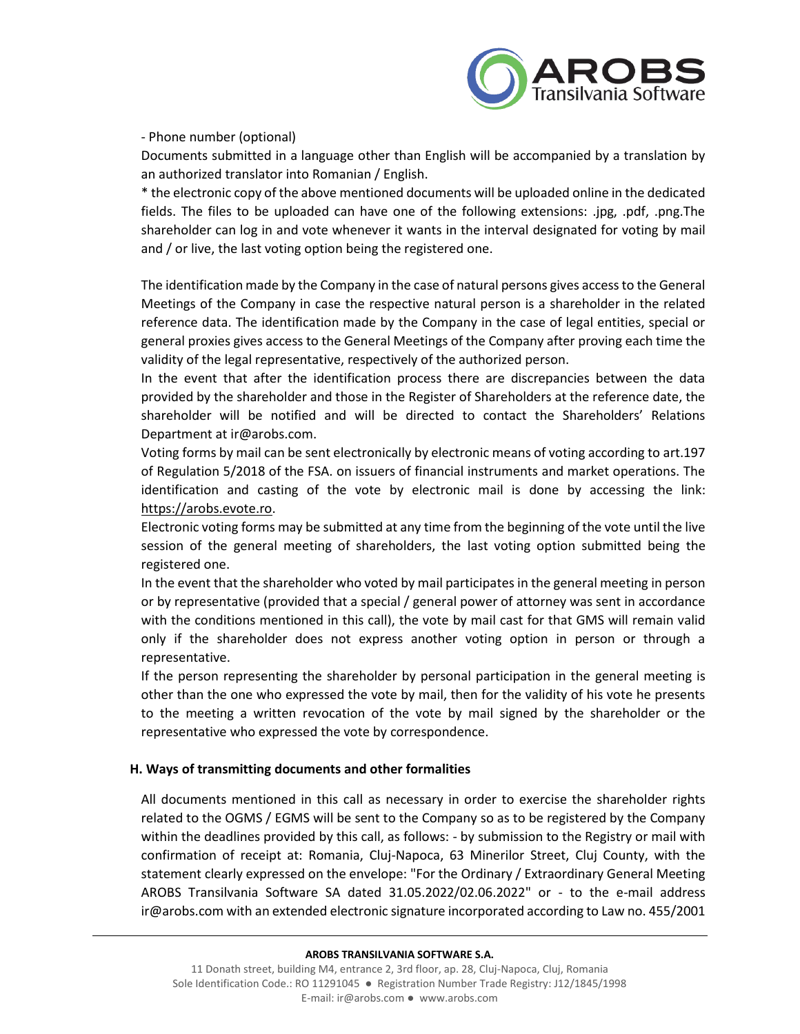- Phone number (optional)

Documents submitted in a language other than English will be accompanied by a translation by an authorized translator into Romanian / English.

* the electronic copy of the above mentioned documents will be uploaded online in the dedicated fields. The files to be uploaded can have one of the following extensions: .jpg, .pdf, .png.The shareholder can log in and vote whenever it wants in the interval designated for voting by mail and / or live, the last voting option being the registered one.

The identification made by the Company in the case of natural persons gives access to the General Meetings of the Company in case the respective natural person is a shareholder in the related reference data. The identification made by the Company in the case of legal entities, special or general proxies gives access to the General Meetings of the Company after proving each time the validity of the legal representative, respectively of the authorized person.

In the event that after the identification process there are discrepancies between the data provided by the shareholder and those in the Register of Shareholders at the reference date, the shareholder will be notified and will be directed to contact the Shareholders' Relations Department at ir@arobs.com.

Voting forms by mail can be sent electronically by electronic means of voting according to art.197 of Regulation 5/2018 of the FSA. on issuers of financial instruments and market operations. The identification and casting of the vote by electronic mail is done by accessing the link: https://arobs.evote.ro.

Electronic voting forms may be submitted at any time from the beginning of the vote until the live session of the general meeting of shareholders, the last voting option submitted being the registered one.

In the event that the shareholder who voted by mail participates in the general meeting in person or by representative (provided that a special / general power of attorney was sent in accordance with the conditions mentioned in this call), the vote by mail cast for that GMS will remain valid only if the shareholder does not express another voting option in person or through a representative.

If the person representing the shareholder by personal participation in the general meeting is other than the one who expressed the vote by mail, then for the validity of his vote he presents to the meeting a written revocation of the vote by mail signed by the shareholder or the representative who expressed the vote by correspondence.

**H. Ways of transmitting documents and other formalities**

All documents mentioned in this call as necessary in order to exercise the shareholder rights related to the OGMS / EGMS will be sent to the Company so as to be registered by the Company within the deadlines provided by this call, as follows: - by submission to the Registry or mail with confirmation of receipt at: Romania, Cluj-Napoca, 63 Minerilor Street, Cluj County, with the statement clearly expressed on the envelope: "For the Ordinary / Extraordinary General Meeting AROBS Transilvania Software SA dated 31.05.2022/02.06.2022" or - to the e-mail address ir@arobs.com with an extended electronic signature incorporated according to Law no. 455/2001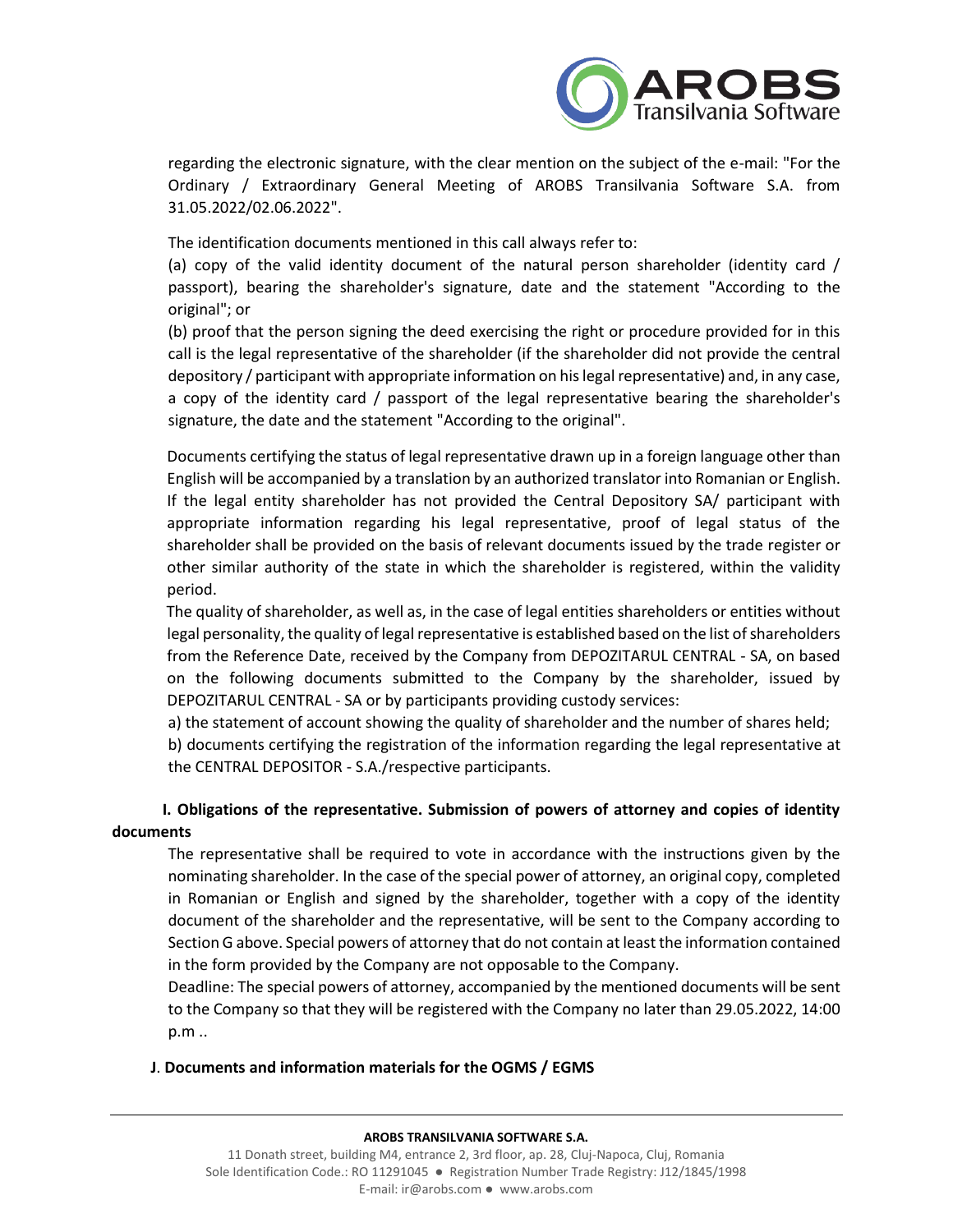regarding the electronic signature, with the clear mention on the subject of the e-mail: "For the Ordinary / Extraordinary General Meeting of AROBS Transilvania Software S.A. from 31.05.2022/02.06.2022".

The identification documents mentioned in this call always refer to:

(a) copy of the valid identity document of the natural person shareholder (identity card / passport), bearing the shareholder's signature, date and the statement "According to the original"; or

(b) proof that the person signing the deed exercising the right or procedure provided for in this call is the legal representative of the shareholder (if the shareholder did not provide the central depository / participant with appropriate information on his legal representative) and, in any case, a copy of the identity card / passport of the legal representative bearing the shareholder's signature, the date and the statement "According to the original".

Documents certifying the status of legal representative drawn up in a foreign language other than English will be accompanied by a translation by an authorized translator into Romanian or English. If the legal entity shareholder has not provided the Central Depository SA/ participant with appropriate information regarding his legal representative, proof of legal status of the shareholder shall be provided on the basis of relevant documents issued by the trade register or other similar authority of the state in which the shareholder is registered, within the validity period.

The quality of shareholder, as well as, in the case of legal entities shareholders or entities without legal personality, the quality of legal representative is established based on the list of shareholders from the Reference Date, received by the Company from DEPOZITARUL CENTRAL - SA, on based on the following documents submitted to the Company by the shareholder, issued by DEPOZITARUL CENTRAL - SA or by participants providing custody services:

a) the statement of account showing the quality of shareholder and the number of shares held;

b) documents certifying the registration of the information regarding the legal representative at the CENTRAL DEPOSITOR - S.A./respective participants.

**I. Obligations of the representative. Submission of powers of attorney and copies of identity documents**

The representative shall be required to vote in accordance with the instructions given by the nominating shareholder. In the case of the special power of attorney, an original copy, completed in Romanian or English and signed by the shareholder, together with a copy of the identity document of the shareholder and the representative, will be sent to the Company according to Section G above. Special powers of attorney that do not contain at least the information contained in the form provided by the Company are not opposable to the Company.

Deadline: The special powers of attorney, accompanied by the mentioned documents will be sent to the Company so that they will be registered with the Company no later than 29.05.2022, 14:00 p.m ..

**J. Documents and information materials for the OGMS / EGMS**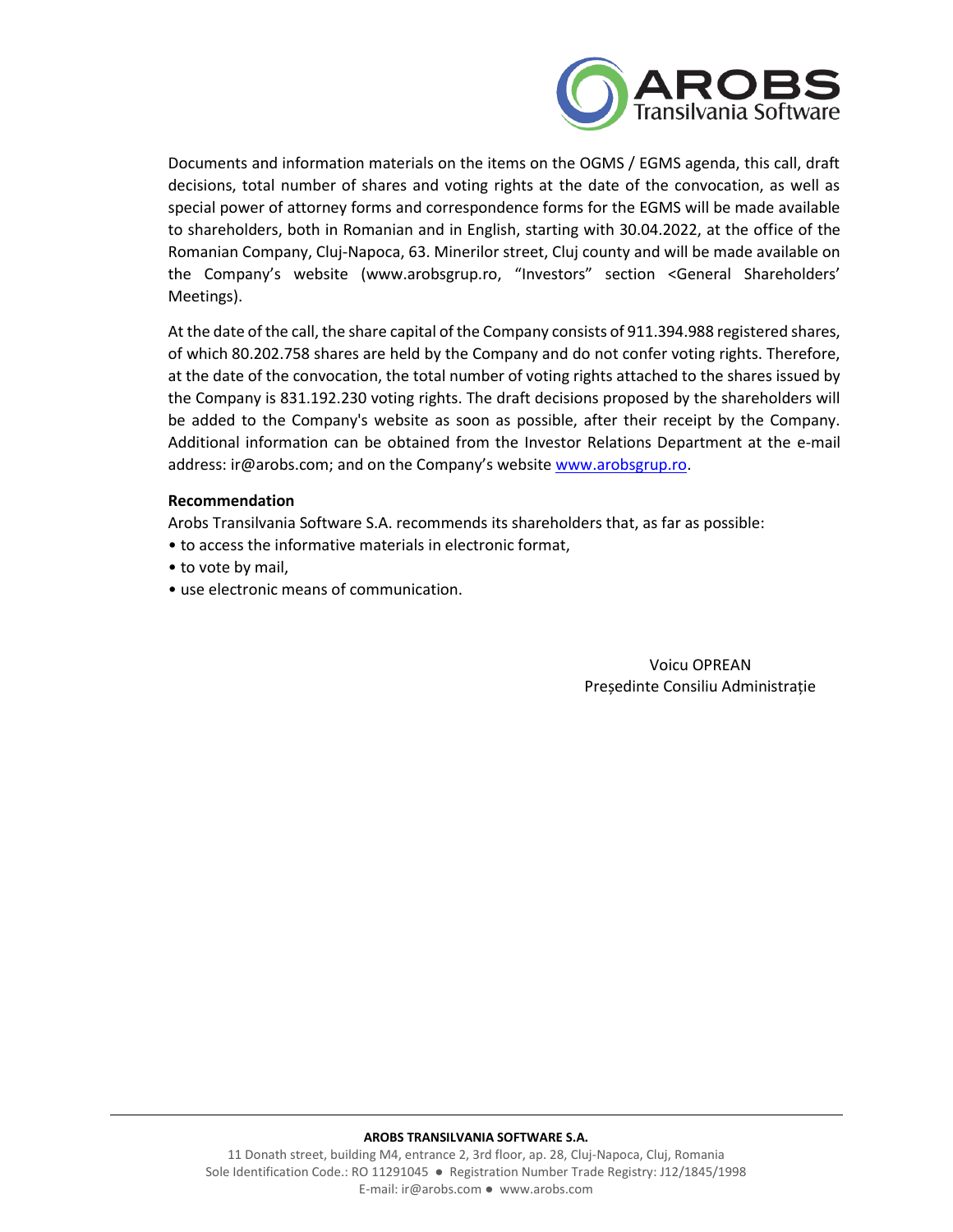Documents and information materials on the items on the OGMS / EGMS agenda, this call, draft decisions, total number of shares and voting rights at the date of the convocation, as well as special power of attorney forms and correspondence forms for the EGMS will be made available to shareholders, both in Romanian and in English, starting with 30.04.2022, at the office of the Romanian Company, Cluj-Napoca, 63. Minerilor street, Cluj county and will be made available on the Company's website (www.arobsgrup.ro, "Investors" section <General Shareholders' Meetings).

At the date of the call, the share capital of the Company consists of 911.394.988 registered shares, of which 80.202.758 shares are held by the Company and do not confer voting rights. Therefore, at the date of the convocation, the total number of voting rights attached to the shares issued by the Company is 831.192.230 voting rights. The draft decisions proposed by the shareholders will be added to the Company's website as soon as possible, after their receipt by the Company. Additional information can be obtained from the Investor Relations Department at the e-mail address: ir@arobs.com; and on the Company's website [www.arobsgrup.ro](www.arobsgrup.ro).

**Recommendation**

Arobs Transilvania Software S.A. recommends its shareholders that, as far as possible:

- to access the informative materials in electronic format,
- to vote by mail,
- use electronic means of communication.

Voicu OPREAN
Președinte Consiliu Administrație